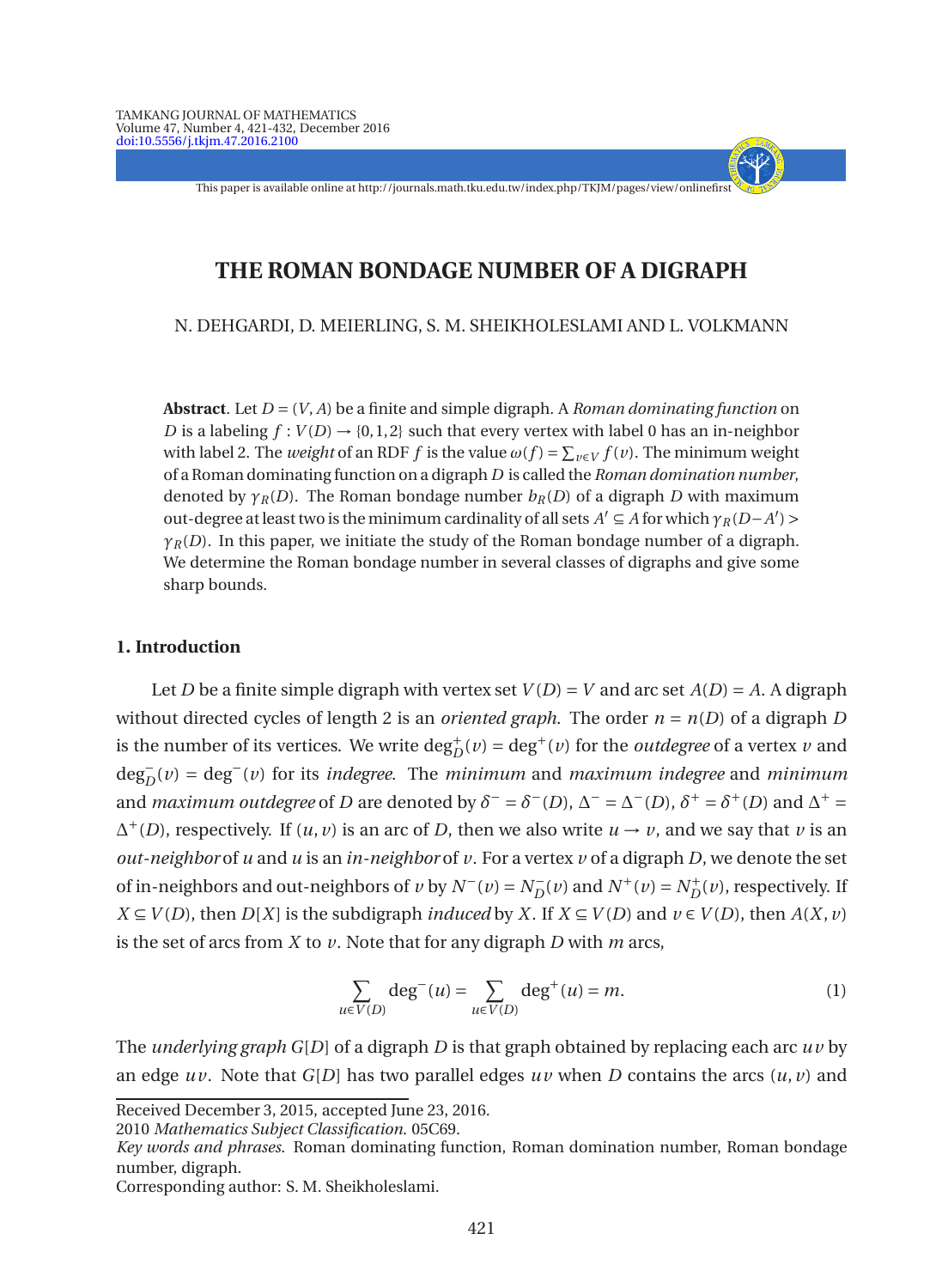# THE ROMAN BONDAGE NUMBER OF A DIGRAPH

N. DEHGARDI, D. MEIERLING, S. M. SHEIKHOLESLAMI AND L. VOLKMANN

**Abstract**. Let $D = (V, A)$ be a finite and simple digraph. A *Roman dominating function* on $D$ is a labeling $f : V(D) \to \{0, 1, 2\}$ such that every vertex with label 0 has an in-neighbor with label 2. The *weight* of an RDF $f$ is the value $\omega(f) = \sum_{v \in V} f(v)$. The minimum weight of a Roman dominating function on a digraph $D$ is called the *Roman domination number*, denoted by $\gamma_R(D)$. The Roman bondage number $b_R(D)$ of a digraph $D$ with maximum out-degree at least two is the minimum cardinality of all sets $A' \subseteq A$ for which $\gamma_R(D - A') > \gamma_R(D)$. In this paper, we initiate the study of the Roman bondage number of a digraph. We determine the Roman bondage number in several classes of digraphs and give some sharp bounds.

## 1. Introduction

Let $D$ be a finite simple digraph with vertex set $V(D) = V$ and arc set $A(D) = A$. A digraph without directed cycles of length 2 is an *oriented graph*. The order $n = n(D)$ of a digraph $D$ is the number of its vertices. We write $\deg^+_D(v) = \deg^+(v)$ for the *outdegree* of a vertex $v$ and $\deg^-_D(v) = \deg^-(v)$ for its *indegree*. The *minimum* and *maximum indegree* and *minimum* and *maximum outdegree* of $D$ are denoted by $\delta^- = \delta^-(D)$, $\Delta^- = \Delta^-(D)$, $\delta^+ = \delta^+(D)$ and $\Delta^+ = \Delta^+(D)$, respectively. If $(u, v)$ is an arc of $D$, then we also write $u \to v$, and we say that $v$ is an *out-neighbor* of $u$ and $u$ is an *in-neighbor* of $v$. For a vertex $v$ of a digraph $D$, we denote the set of in-neighbors and out-neighbors of $v$ by $N^-(v) = N^-_D(v)$ and $N^+(v) = N^+_D(v)$, respectively. If $X \subseteq V(D)$, then $D[X]$ is the subdigraph *induced* by $X$. If $X \subseteq V(D)$ and $v \in V(D)$, then $A(X, v)$ is the set of arcs from $X$ to $v$. Note that for any digraph $D$ with $m$ arcs,

$$\sum_{u \in V(D)} \deg^-(u) = \sum_{u \in V(D)} \deg^+(u) = m. \tag{1}$$

The *underlying graph* $G[D]$ of a digraph $D$ is that graph obtained by replacing each arc $uv$ by an edge $uv$. Note that $G[D]$ has two parallel edges $uv$ when $D$ contains the arcs $(u, v)$ and

---

Received December 3, 2015, accepted June 23, 2016.

2010 *Mathematics Subject Classification*. 05C69.

*Key words and phrases*. Roman dominating function, Roman domination number, Roman bondage number, digraph.

Corresponding author: S. M. Sheikholeslami.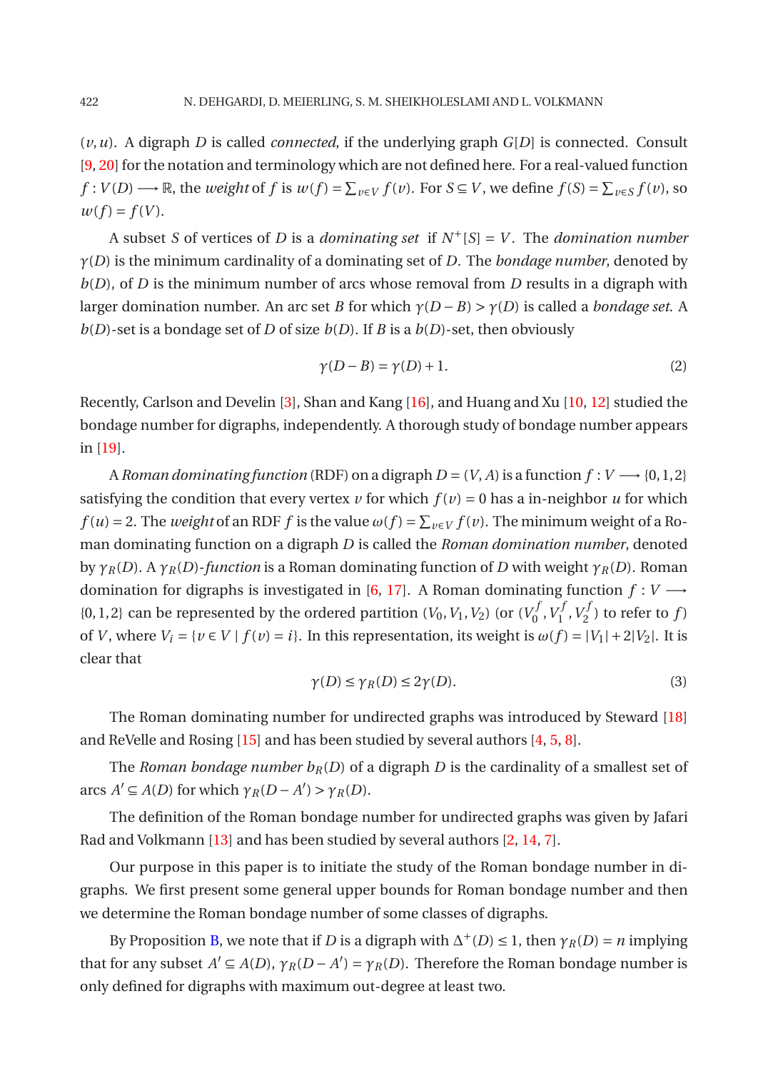$(v,u)$. A digraph $D$ is called *connected*, if the underlying graph $G[D]$ is connected. Consult [9, 20] for the notation and terminology which are not defined here. For a real-valued function $f: V(D) \longrightarrow \mathbb{R}$, the *weight* of $f$ is $w(f) = \sum_{v\in V} f(v)$. For $S \subseteq V$, we define $f(S) = \sum_{v\in S} f(v)$, so $w(f) = f(V)$.

A subset $S$ of vertices of $D$ is a *dominating set* if $N^+[S] = V$. The *domination number* $\gamma(D)$ is the minimum cardinality of a dominating set of $D$. The *bondage number*, denoted by $b(D)$, of $D$ is the minimum number of arcs whose removal from $D$ results in a digraph with larger domination number. An arc set $B$ for which $\gamma(D-B) > \gamma(D)$ is called a *bondage set*. A $b(D)$-set is a bondage set of $D$ of size $b(D)$. If $B$ is a $b(D)$-set, then obviously

$$\gamma(D-B) = \gamma(D)+1. \tag{2}$$

Recently, Carlson and Develin [3], Shan and Kang [16], and Huang and Xu [10, 12] studied the bondage number for digraphs, independently. A thorough study of bondage number appears in [19].

A *Roman dominating function* (RDF) on a digraph $D = (V, A)$ is a function $f: V \longrightarrow \{0,1,2\}$ satisfying the condition that every vertex $v$ for which $f(v) = 0$ has a in-neighbor $u$ for which $f(u) = 2$. The *weight* of an RDF $f$ is the value $\omega(f) = \sum_{v\in V} f(v)$. The minimum weight of a Roman dominating function on a digraph $D$ is called the *Roman domination number*, denoted by $\gamma_R(D)$. A $\gamma_R(D)$-*function* is a Roman dominating function of $D$ with weight $\gamma_R(D)$. Roman domination for digraphs is investigated in [6, 17]. A Roman dominating function $f: V \longrightarrow \{0,1,2\}$ can be represented by the ordered partition $(V_0, V_1, V_2)$ (or $(V_0^f, V_1^f, V_2^f)$ to refer to $f$) of $V$, where $V_i = \{v \in V \mid f(v) = i\}$. In this representation, its weight is $\omega(f) = |V_1| + 2|V_2|$. It is clear that

$$\gamma(D) \le \gamma_R(D) \le 2\gamma(D). \tag{3}$$

The Roman dominating number for undirected graphs was introduced by Steward [18] and ReVelle and Rosing [15] and has been studied by several authors [4, 5, 8].

The *Roman bondage number* $b_R(D)$ of a digraph $D$ is the cardinality of a smallest set of arcs $A' \subseteq A(D)$ for which $\gamma_R(D-A') > \gamma_R(D)$.

The definition of the Roman bondage number for undirected graphs was given by Jafari Rad and Volkmann [13] and has been studied by several authors [2, 14, 7].

Our purpose in this paper is to initiate the study of the Roman bondage number in digraphs. We first present some general upper bounds for Roman bondage number and then we determine the Roman bondage number of some classes of digraphs.

By Proposition B, we note that if $D$ is a digraph with $\Delta^+(D) \le 1$, then $\gamma_R(D) = n$ implying that for any subset $A' \subseteq A(D)$, $\gamma_R(D-A') = \gamma_R(D)$. Therefore the Roman bondage number is only defined for digraphs with maximum out-degree at least two.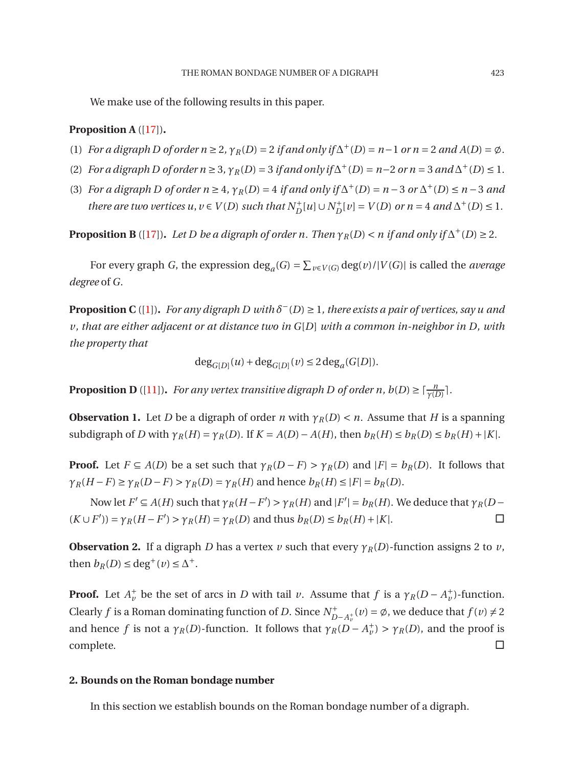We make use of the following results in this paper.

**Proposition A** ([17])**.**

(1) *For a digraph $D$ of order $n \geq 2$, $\gamma_R(D) = 2$ if and only if $\Delta^+(D) = n-1$ or $n = 2$ and $A(D) = \emptyset$.*

(2) *For a digraph $D$ of order $n \geq 3$, $\gamma_R(D) = 3$ if and only if $\Delta^+(D) = n-2$ or $n = 3$ and $\Delta^+(D) \leq 1$.*

(3) *For a digraph $D$ of order $n \geq 4$, $\gamma_R(D) = 4$ if and only if $\Delta^+(D) = n-3$ or $\Delta^+(D) \leq n-3$ and there are two vertices $u, v \in V(D)$ such that $N_D^+[u] \cup N_D^+[v] = V(D)$ or $n = 4$ and $\Delta^+(D) \leq 1$.*

**Proposition B** ([17])**.** *Let $D$ be a digraph of order $n$. Then $\gamma_R(D) < n$ if and only if $\Delta^+(D) \geq 2$.*

For every graph $G$, the expression $\deg_a(G) = \sum_{v \in V(G)} \deg(v)/|V(G)|$ is called the *average degree* of $G$.

**Proposition C** ([1])**.** *For any digraph $D$ with $\delta^-(D) \geq 1$, there exists a pair of vertices, say $u$ and $v$, that are either adjacent or at distance two in $G[D]$ with a common in-neighbor in $D$, with the property that*

$$\deg_{G[D]}(u) + \deg_{G[D]}(v) \leq 2\deg_a(G[D]).$$

**Proposition D** ([11])**.** *For any vertex transitive digraph $D$ of order $n$, $b(D) \geq \lceil \frac{n}{\gamma(D)} \rceil$.*

**Observation 1.** Let $D$ be a digraph of order $n$ with $\gamma_R(D) < n$. Assume that $H$ is a spanning subdigraph of $D$ with $\gamma_R(H) = \gamma_R(D)$. If $K = A(D) - A(H)$, then $b_R(H) \leq b_R(D) \leq b_R(H) + |K|$.

**Proof.** Let $F \subseteq A(D)$ be a set such that $\gamma_R(D - F) > \gamma_R(D)$ and $|F| = b_R(D)$. It follows that $\gamma_R(H - F) \geq \gamma_R(D - F) > \gamma_R(D) = \gamma_R(H)$ and hence $b_R(H) \leq |F| = b_R(D)$.

Now let $F' \subseteq A(H)$ such that $\gamma_R(H - F') > \gamma_R(H)$ and $|F'| = b_R(H)$. We deduce that $\gamma_R(D - (K \cup F')) = \gamma_R(H - F') > \gamma_R(H) = \gamma_R(D)$ and thus $b_R(D) \leq b_R(H) + |K|$. □

**Observation 2.** If a digraph $D$ has a vertex $v$ such that every $\gamma_R(D)$-function assigns 2 to $v$, then $b_R(D) \leq \deg^+(v) \leq \Delta^+$.

**Proof.** Let $A_v^+$ be the set of arcs in $D$ with tail $v$. Assume that $f$ is a $\gamma_R(D - A_v^+)$-function. Clearly $f$ is a Roman dominating function of $D$. Since $N^+_{D-A_v^+}(v) = \emptyset$, we deduce that $f(v) \neq 2$ and hence $f$ is not a $\gamma_R(D)$-function. It follows that $\gamma_R(D - A_v^+) > \gamma_R(D)$, and the proof is complete. □

## 2. Bounds on the Roman bondage number

In this section we establish bounds on the Roman bondage number of a digraph.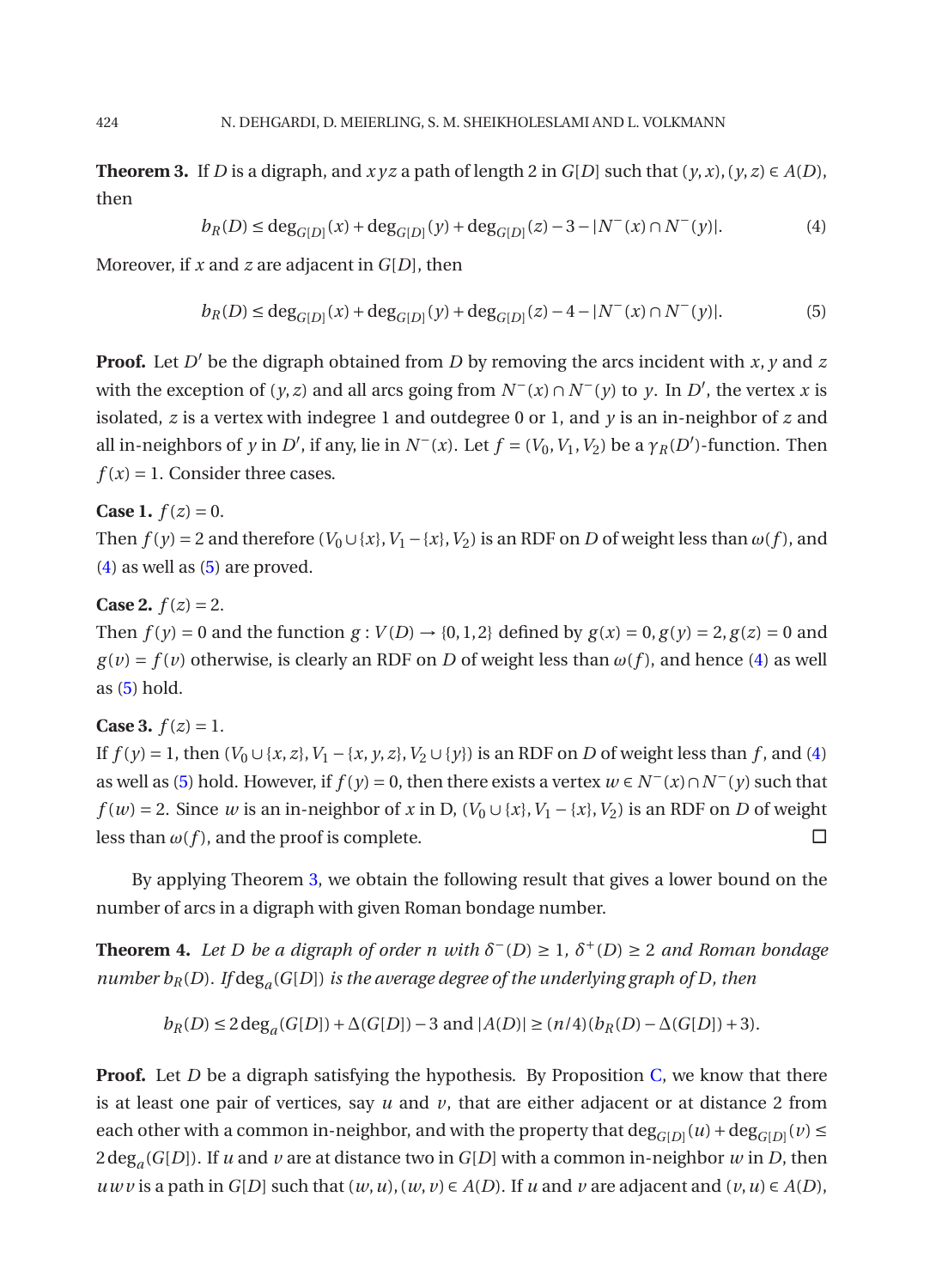**Theorem 3.** If $D$ is a digraph, and $xyz$ a path of length 2 in $G[D]$ such that $(y,x),(y,z) \in A(D)$, then

$$b_R(D) \le \deg_{G[D]}(x) + \deg_{G[D]}(y) + \deg_{G[D]}(z) - 3 - |N^-(x) \cap N^-(y)|. \tag{4}$$

Moreover, if $x$ and $z$ are adjacent in $G[D]$, then

$$b_R(D) \le \deg_{G[D]}(x) + \deg_{G[D]}(y) + \deg_{G[D]}(z) - 4 - |N^-(x) \cap N^-(y)|. \tag{5}$$

**Proof.** Let $D'$ be the digraph obtained from $D$ by removing the arcs incident with $x$, $y$ and $z$ with the exception of $(y,z)$ and all arcs going from $N^-(x) \cap N^-(y)$ to $y$. In $D'$, the vertex $x$ is isolated, $z$ is a vertex with indegree 1 and outdegree 0 or 1, and $y$ is an in-neighbor of $z$ and all in-neighbors of $y$ in $D'$, if any, lie in $N^-(x)$. Let $f = (V_0, V_1, V_2)$ be a $\gamma_R(D')$-function. Then $f(x) = 1$. Consider three cases.

**Case 1.** $f(z) = 0$.
Then $f(y) = 2$ and therefore $(V_0 \cup \{x\}, V_1 - \{x\}, V_2)$ is an RDF on $D$ of weight less than $\omega(f)$, and (4) as well as (5) are proved.

**Case 2.** $f(z) = 2$.
Then $f(y) = 0$ and the function $g : V(D) \to \{0,1,2\}$ defined by $g(x) = 0$, $g(y) = 2$, $g(z) = 0$ and $g(v) = f(v)$ otherwise, is clearly an RDF on $D$ of weight less than $\omega(f)$, and hence (4) as well as (5) hold.

**Case 3.** $f(z) = 1$.
If $f(y) = 1$, then $(V_0 \cup \{x,z\}, V_1 - \{x,y,z\}, V_2 \cup \{y\})$ is an RDF on $D$ of weight less than $f$, and (4) as well as (5) hold. However, if $f(y) = 0$, then there exists a vertex $w \in N^-(x) \cap N^-(y)$ such that $f(w) = 2$. Since $w$ is an in-neighbor of $x$ in D, $(V_0 \cup \{x\}, V_1 - \{x\}, V_2)$ is an RDF on $D$ of weight less than $\omega(f)$, and the proof is complete. □

By applying Theorem 3, we obtain the following result that gives a lower bound on the number of arcs in a digraph with given Roman bondage number.

**Theorem 4.** *Let $D$ be a digraph of order $n$ with $\delta^-(D) \ge 1$, $\delta^+(D) \ge 2$ and Roman bondage number $b_R(D)$. If $\deg_a(G[D])$ is the average degree of the underlying graph of $D$, then*

$$b_R(D) \le 2\deg_a(G[D]) + \Delta(G[D]) - 3 \text{ and } |A(D)| \ge (n/4)(b_R(D) - \Delta(G[D]) + 3).$$

**Proof.** Let $D$ be a digraph satisfying the hypothesis. By Proposition C, we know that there is at least one pair of vertices, say $u$ and $v$, that are either adjacent or at distance 2 from each other with a common in-neighbor, and with the property that $\deg_{G[D]}(u) + \deg_{G[D]}(v) \le 2\deg_a(G[D])$. If $u$ and $v$ are at distance two in $G[D]$ with a common in-neighbor $w$ in $D$, then $uwv$ is a path in $G[D]$ such that $(w,u),(w,v) \in A(D)$. If $u$ and $v$ are adjacent and $(v,u) \in A(D)$,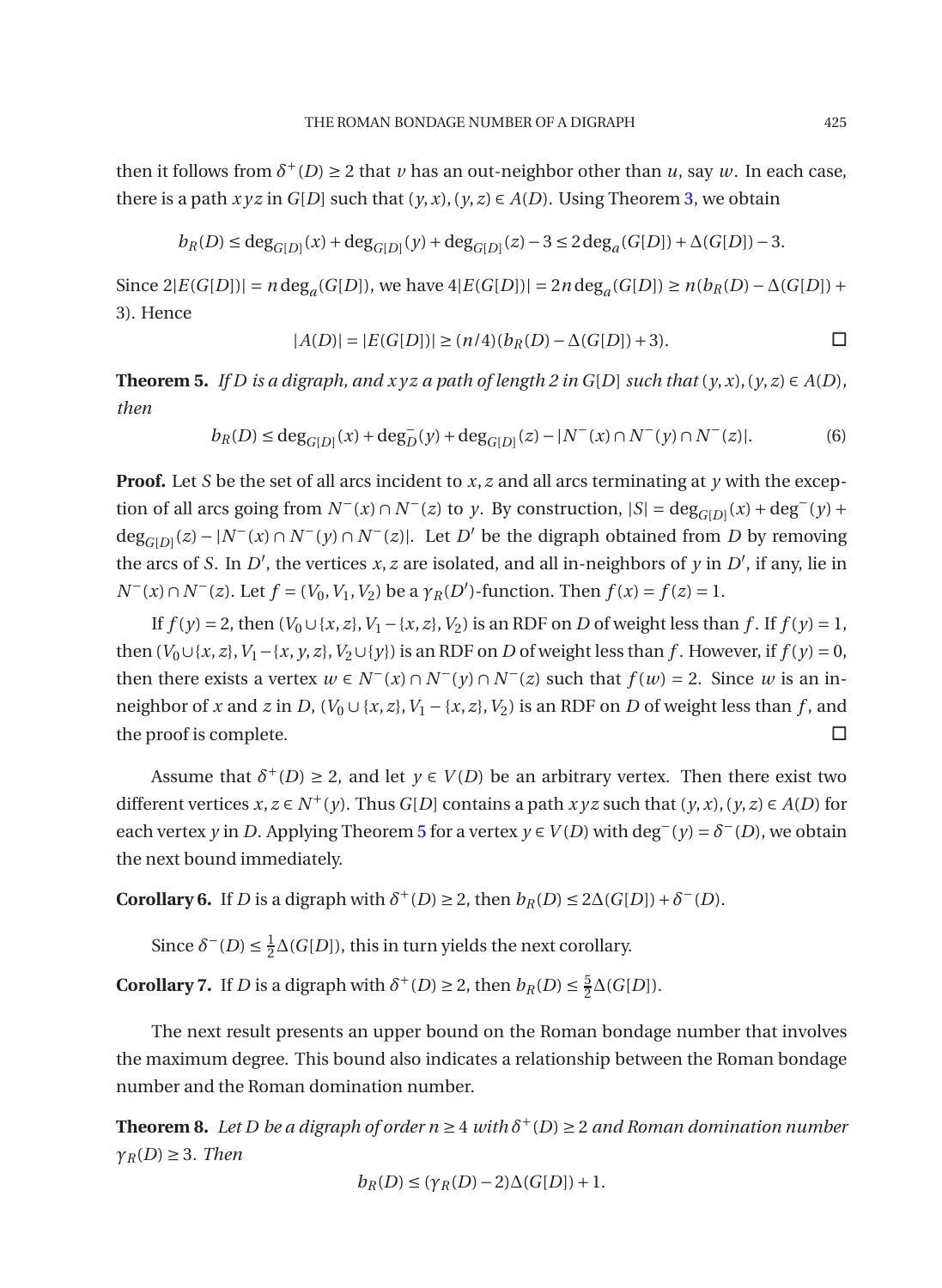then it follows from $\delta^+(D) \ge 2$ that $v$ has an out-neighbor other than $u$, say $w$. In each case, there is a path $xyz$ in $G[D]$ such that $(y,x),(y,z) \in A(D)$. Using Theorem 3, we obtain

$$b_R(D) \le \deg_{G[D]}(x) + \deg_{G[D]}(y) + \deg_{G[D]}(z) - 3 \le 2\deg_a(G[D]) + \Delta(G[D]) - 3.$$

Since $2|E(G[D])| = n\deg_a(G[D])$, we have $4|E(G[D])| = 2n\deg_a(G[D]) \ge n(b_R(D) - \Delta(G[D]) + 3)$. Hence

$$|A(D)| = |E(G[D])| \ge (n/4)(b_R(D) - \Delta(G[D]) + 3). \qquad \square$$

**Theorem 5.** *If $D$ is a digraph, and $xyz$ a path of length 2 in $G[D]$ such that $(y,x),(y,z) \in A(D)$, then*

$$b_R(D) \le \deg_{G[D]}(x) + \deg_D^-(y) + \deg_{G[D]}(z) - |N^-(x) \cap N^-(y) \cap N^-(z)|. \tag{6}$$

**Proof.** Let $S$ be the set of all arcs incident to $x,z$ and all arcs terminating at $y$ with the exception of all arcs going from $N^-(x) \cap N^-(z)$ to $y$. By construction, $|S| = \deg_{G[D]}(x) + \deg^-(y) + \deg_{G[D]}(z) - |N^-(x) \cap N^-(y) \cap N^-(z)|$. Let $D'$ be the digraph obtained from $D$ by removing the arcs of $S$. In $D'$, the vertices $x,z$ are isolated, and all in-neighbors of $y$ in $D'$, if any, lie in $N^-(x) \cap N^-(z)$. Let $f = (V_0, V_1, V_2)$ be a $\gamma_R(D')$-function. Then $f(x) = f(z) = 1$.

If $f(y) = 2$, then $(V_0 \cup \{x,z\}, V_1 - \{x,z\}, V_2)$ is an RDF on $D$ of weight less than $f$. If $f(y) = 1$, then $(V_0 \cup \{x,z\}, V_1 - \{x,y,z\}, V_2 \cup \{y\})$ is an RDF on $D$ of weight less than $f$. However, if $f(y) = 0$, then there exists a vertex $w \in N^-(x) \cap N^-(y) \cap N^-(z)$ such that $f(w) = 2$. Since $w$ is an in-neighbor of $x$ and $z$ in $D$, $(V_0 \cup \{x,z\}, V_1 - \{x,z\}, V_2)$ is an RDF on $D$ of weight less than $f$, and the proof is complete. $\square$

Assume that $\delta^+(D) \ge 2$, and let $y \in V(D)$ be an arbitrary vertex. Then there exist two different vertices $x,z \in N^+(y)$. Thus $G[D]$ contains a path $xyz$ such that $(y,x),(y,z) \in A(D)$ for each vertex $y$ in $D$. Applying Theorem 5 for a vertex $y \in V(D)$ with $\deg^-(y) = \delta^-(D)$, we obtain the next bound immediately.

**Corollary 6.** If $D$ is a digraph with $\delta^+(D) \ge 2$, then $b_R(D) \le 2\Delta(G[D]) + \delta^-(D)$.

Since $\delta^-(D) \le \frac{1}{2}\Delta(G[D])$, this in turn yields the next corollary.

**Corollary 7.** If $D$ is a digraph with $\delta^+(D) \ge 2$, then $b_R(D) \le \frac{5}{2}\Delta(G[D])$.

The next result presents an upper bound on the Roman bondage number that involves the maximum degree. This bound also indicates a relationship between the Roman bondage number and the Roman domination number.

**Theorem 8.** *Let $D$ be a digraph of order $n \ge 4$ with $\delta^+(D) \ge 2$ and Roman domination number $\gamma_R(D) \ge 3$. Then*

$$b_R(D) \le (\gamma_R(D) - 2)\Delta(G[D]) + 1.$$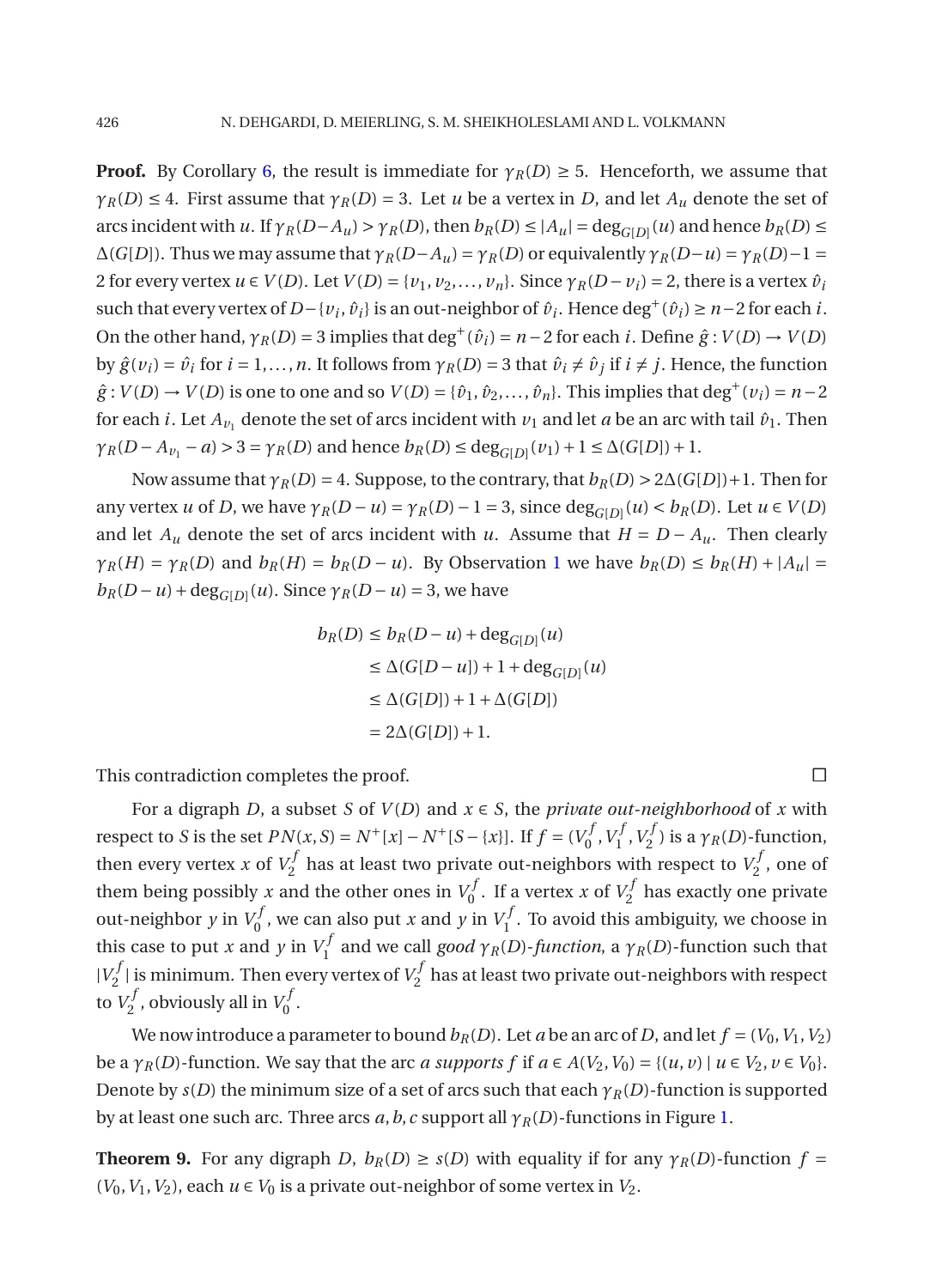**Proof.** By Corollary 6, the result is immediate for $\gamma_R(D) \geq 5$. Henceforth, we assume that $\gamma_R(D) \leq 4$. First assume that $\gamma_R(D) = 3$. Let $u$ be a vertex in $D$, and let $A_u$ denote the set of arcs incident with $u$. If $\gamma_R(D-A_u) > \gamma_R(D)$, then $b_R(D) \leq |A_u| = \deg_{G[D]}(u)$ and hence $b_R(D) \leq \Delta(G[D])$. Thus we may assume that $\gamma_R(D-A_u) = \gamma_R(D)$ or equivalently $\gamma_R(D-u) = \gamma_R(D)-1 = 2$ for every vertex $u \in V(D)$. Let $V(D) = \{v_1, v_2, \ldots, v_n\}$. Since $\gamma_R(D-v_i) = 2$, there is a vertex $\hat{v}_i$ such that every vertex of $D-\{v_i, \hat{v}_i\}$ is an out-neighbor of $\hat{v}_i$. Hence $\deg^+(\hat{v}_i) \geq n-2$ for each $i$. On the other hand, $\gamma_R(D) = 3$ implies that $\deg^+(\hat{v}_i) = n-2$ for each $i$. Define $\hat{g}: V(D) \to V(D)$ by $\hat{g}(v_i) = \hat{v}_i$ for $i = 1, \ldots, n$. It follows from $\gamma_R(D) = 3$ that $\hat{v}_i \neq \hat{v}_j$ if $i \neq j$. Hence, the function $\hat{g}: V(D) \to V(D)$ is one to one and so $V(D) = \{\hat{v}_1, \hat{v}_2, \ldots, \hat{v}_n\}$. This implies that $\deg^+(v_i) = n-2$ for each $i$. Let $A_{v_1}$ denote the set of arcs incident with $v_1$ and let $a$ be an arc with tail $\hat{v}_1$. Then $\gamma_R(D - A_{v_1} - a) > 3 = \gamma_R(D)$ and hence $b_R(D) \leq \deg_{G[D]}(v_1) + 1 \leq \Delta(G[D]) + 1$.

Now assume that $\gamma_R(D) = 4$. Suppose, to the contrary, that $b_R(D) > 2\Delta(G[D])+1$. Then for any vertex $u$ of $D$, we have $\gamma_R(D-u) = \gamma_R(D) - 1 = 3$, since $\deg_{G[D]}(u) < b_R(D)$. Let $u \in V(D)$ and let $A_u$ denote the set of arcs incident with $u$. Assume that $H = D - A_u$. Then clearly $\gamma_R(H) = \gamma_R(D)$ and $b_R(H) = b_R(D-u)$. By Observation 1 we have $b_R(D) \leq b_R(H) + |A_u| = b_R(D-u) + \deg_{G[D]}(u)$. Since $\gamma_R(D-u) = 3$, we have

$$
\begin{aligned}
b_R(D) &\leq b_R(D-u) + \deg_{G[D]}(u) \\
&\leq \Delta(G[D-u]) + 1 + \deg_{G[D]}(u) \\
&\leq \Delta(G[D]) + 1 + \Delta(G[D]) \\
&= 2\Delta(G[D]) + 1.
\end{aligned}
$$

This contradiction completes the proof. □

For a digraph $D$, a subset $S$ of $V(D)$ and $x \in S$, the *private out-neighborhood* of $x$ with respect to $S$ is the set $PN(x,S) = N^+[x] - N^+[S-\{x\}]$. If $f = (V_0^f, V_1^f, V_2^f)$ is a $\gamma_R(D)$-function, then every vertex $x$ of $V_2^f$ has at least two private out-neighbors with respect to $V_2^f$, one of them being possibly $x$ and the other ones in $V_0^f$. If a vertex $x$ of $V_2^f$ has exactly one private out-neighbor $y$ in $V_0^f$, we can also put $x$ and $y$ in $V_1^f$. To avoid this ambiguity, we choose in this case to put $x$ and $y$ in $V_1^f$ and we call *good* $\gamma_R(D)$*-function*, a $\gamma_R(D)$-function such that $|V_2^f|$ is minimum. Then every vertex of $V_2^f$ has at least two private out-neighbors with respect to $V_2^f$, obviously all in $V_0^f$.

We now introduce a parameter to bound $b_R(D)$. Let $a$ be an arc of $D$, and let $f = (V_0, V_1, V_2)$ be a $\gamma_R(D)$-function. We say that the arc *a supports f* if $a \in A(V_2, V_0) = \{(u,v) \mid u \in V_2, v \in V_0\}$. Denote by $s(D)$ the minimum size of a set of arcs such that each $\gamma_R(D)$-function is supported by at least one such arc. Three arcs $a, b, c$ support all $\gamma_R(D)$-functions in Figure 1.

**Theorem 9.** For any digraph $D$, $b_R(D) \geq s(D)$ with equality if for any $\gamma_R(D)$-function $f = (V_0, V_1, V_2)$, each $u \in V_0$ is a private out-neighbor of some vertex in $V_2$.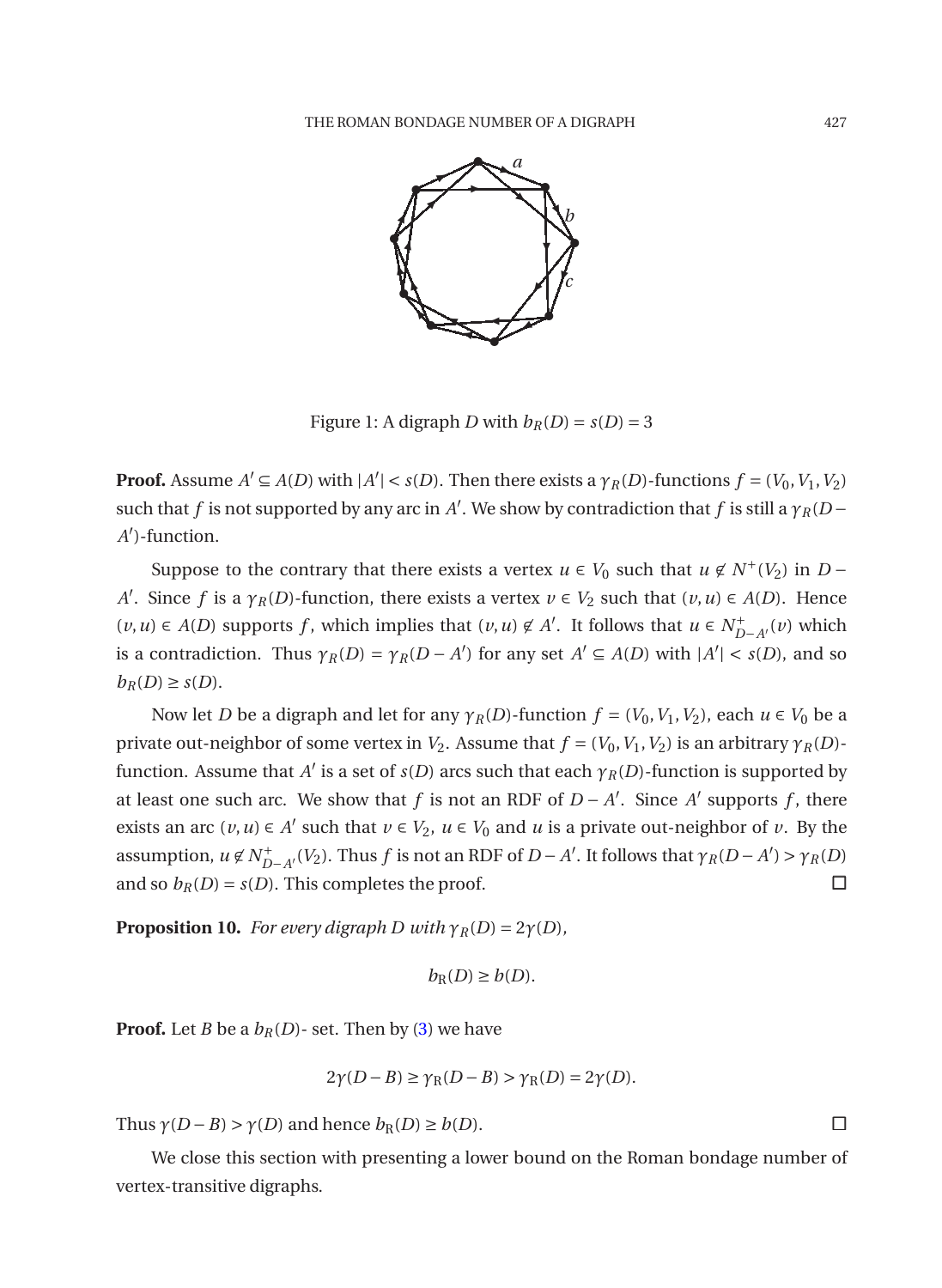Figure 1: A digraph $D$ with $b_R(D) = s(D) = 3$

**Proof.** Assume $A' \subseteq A(D)$ with $|A'| < s(D)$. Then there exists a $\gamma_R(D)$-functions $f = (V_0, V_1, V_2)$ such that $f$ is not supported by any arc in $A'$. We show by contradiction that $f$ is still a $\gamma_R(D - A')$-function.

Suppose to the contrary that there exists a vertex $u \in V_0$ such that $u \notin N^+(V_2)$ in $D - A'$. Since $f$ is a $\gamma_R(D)$-function, there exists a vertex $v \in V_2$ such that $(v, u) \in A(D)$. Hence $(v, u) \in A(D)$ supports $f$, which implies that $(v, u) \notin A'$. It follows that $u \in N^+_{D-A'}(v)$ which is a contradiction. Thus $\gamma_R(D) = \gamma_R(D - A')$ for any set $A' \subseteq A(D)$ with $|A'| < s(D)$, and so $b_R(D) \geq s(D)$.

Now let $D$ be a digraph and let for any $\gamma_R(D)$-function $f = (V_0, V_1, V_2)$, each $u \in V_0$ be a private out-neighbor of some vertex in $V_2$. Assume that $f = (V_0, V_1, V_2)$ is an arbitrary $\gamma_R(D)$-function. Assume that $A'$ is a set of $s(D)$ arcs such that each $\gamma_R(D)$-function is supported by at least one such arc. We show that $f$ is not an RDF of $D - A'$. Since $A'$ supports $f$, there exists an arc $(v, u) \in A'$ such that $v \in V_2$, $u \in V_0$ and $u$ is a private out-neighbor of $v$. By the assumption, $u \notin N^+_{D-A'}(V_2)$. Thus $f$ is not an RDF of $D - A'$. It follows that $\gamma_R(D - A') > \gamma_R(D)$ and so $b_R(D) = s(D)$. This completes the proof. ☐

**Proposition 10.** *For every digraph $D$ with $\gamma_R(D) = 2\gamma(D)$,*

$$b_{\mathrm{R}}(D) \geq b(D).$$

**Proof.** Let $B$ be a $b_R(D)$- set. Then by (3) we have

$$2\gamma(D - B) \geq \gamma_{\mathrm{R}}(D - B) > \gamma_{\mathrm{R}}(D) = 2\gamma(D).$$

Thus $\gamma(D - B) > \gamma(D)$ and hence $b_{\mathrm{R}}(D) \geq b(D)$. ☐

We close this section with presenting a lower bound on the Roman bondage number of vertex-transitive digraphs.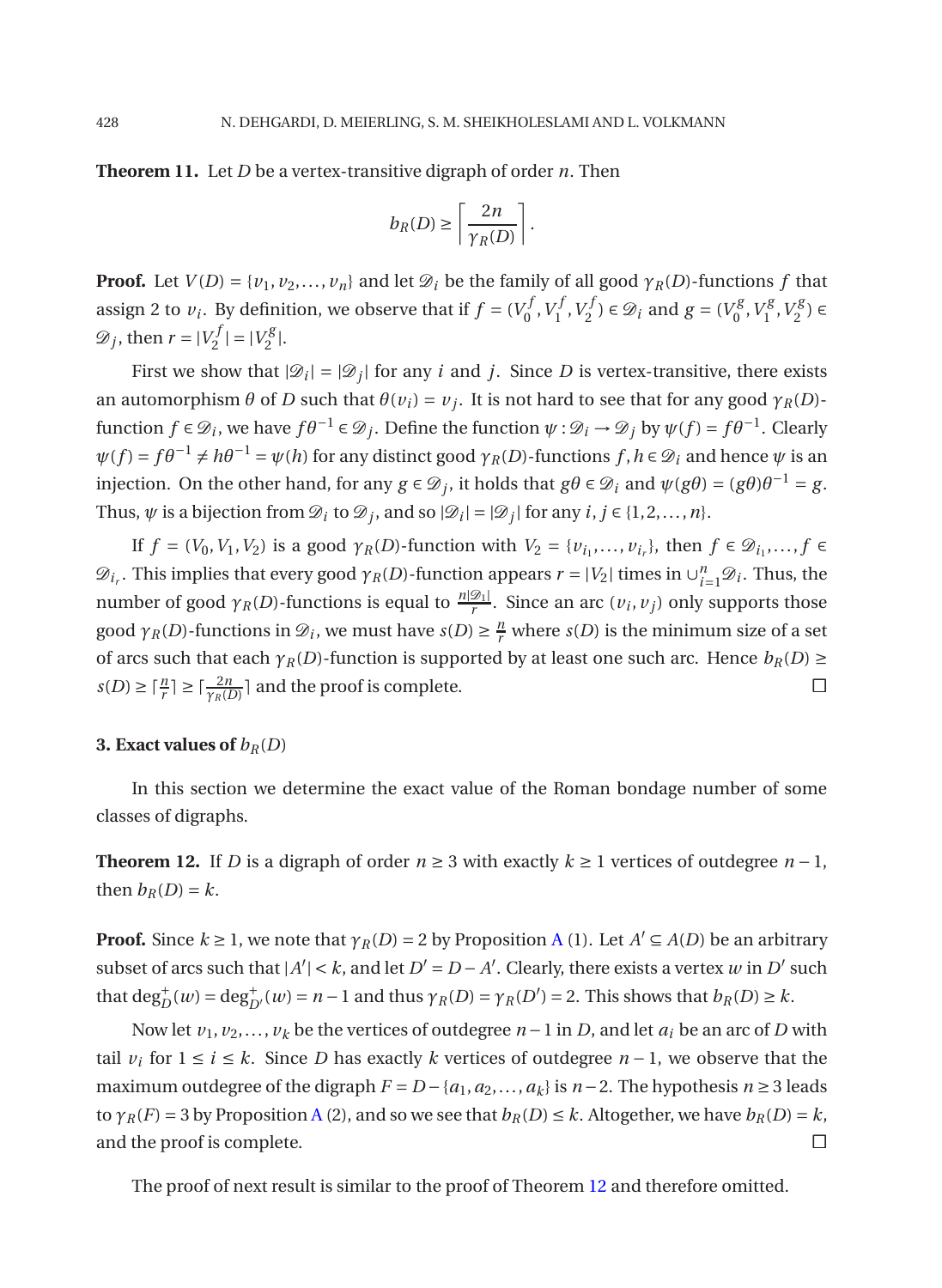**Theorem 11.** Let $D$ be a vertex-transitive digraph of order $n$. Then

$$b_R(D) \geq \left\lceil \frac{2n}{\gamma_R(D)} \right\rceil.$$

**Proof.** Let $V(D) = \{v_1, v_2, \ldots, v_n\}$ and let $\mathscr{D}_i$ be the family of all good $\gamma_R(D)$-functions $f$ that assign 2 to $v_i$. By definition, we observe that if $f = (V_0^f, V_1^f, V_2^f) \in \mathscr{D}_i$ and $g = (V_0^g, V_1^g, V_2^g) \in \mathscr{D}_j$, then $r = |V_2^f| = |V_2^g|$.

First we show that $|\mathscr{D}_i| = |\mathscr{D}_j|$ for any $i$ and $j$. Since $D$ is vertex-transitive, there exists an automorphism $\theta$ of $D$ such that $\theta(v_i) = v_j$. It is not hard to see that for any good $\gamma_R(D)$-function $f \in \mathscr{D}_i$, we have $f\theta^{-1} \in \mathscr{D}_j$. Define the function $\psi : \mathscr{D}_i \to \mathscr{D}_j$ by $\psi(f) = f\theta^{-1}$. Clearly $\psi(f) = f\theta^{-1} \neq h\theta^{-1} = \psi(h)$ for any distinct good $\gamma_R(D)$-functions $f, h \in \mathscr{D}_i$ and hence $\psi$ is an injection. On the other hand, for any $g \in \mathscr{D}_j$, it holds that $g\theta \in \mathscr{D}_i$ and $\psi(g\theta) = (g\theta)\theta^{-1} = g$. Thus, $\psi$ is a bijection from $\mathscr{D}_i$ to $\mathscr{D}_j$, and so $|\mathscr{D}_i| = |\mathscr{D}_j|$ for any $i, j \in \{1, 2, \ldots, n\}$.

If $f = (V_0, V_1, V_2)$ is a good $\gamma_R(D)$-function with $V_2 = \{v_{i_1}, \ldots, v_{i_r}\}$, then $f \in \mathscr{D}_{i_1}, \ldots, f \in \mathscr{D}_{i_r}$. This implies that every good $\gamma_R(D)$-function appears $r = |V_2|$ times in $\cup_{i=1}^n \mathscr{D}_i$. Thus, the number of good $\gamma_R(D)$-functions is equal to $\frac{n|\mathscr{D}_1|}{r}$. Since an arc $(v_i, v_j)$ only supports those good $\gamma_R(D)$-functions in $\mathscr{D}_i$, we must have $s(D) \geq \frac{n}{r}$ where $s(D)$ is the minimum size of a set of arcs such that each $\gamma_R(D)$-function is supported by at least one such arc. Hence $b_R(D) \geq s(D) \geq \lceil \frac{n}{r} \rceil \geq \lceil \frac{2n}{\gamma_R(D)} \rceil$ and the proof is complete. □

## 3. Exact values of $b_R(D)$

In this section we determine the exact value of the Roman bondage number of some classes of digraphs.

**Theorem 12.** If $D$ is a digraph of order $n \geq 3$ with exactly $k \geq 1$ vertices of outdegree $n-1$, then $b_R(D) = k$.

**Proof.** Since $k \geq 1$, we note that $\gamma_R(D) = 2$ by Proposition A (1). Let $A' \subseteq A(D)$ be an arbitrary subset of arcs such that $|A'| < k$, and let $D' = D - A'$. Clearly, there exists a vertex $w$ in $D'$ such that $\deg_D^+(w) = \deg_{D'}^+(w) = n-1$ and thus $\gamma_R(D) = \gamma_R(D') = 2$. This shows that $b_R(D) \geq k$.

Now let $v_1, v_2, \ldots, v_k$ be the vertices of outdegree $n-1$ in $D$, and let $a_i$ be an arc of $D$ with tail $v_i$ for $1 \leq i \leq k$. Since $D$ has exactly $k$ vertices of outdegree $n-1$, we observe that the maximum outdegree of the digraph $F = D - \{a_1, a_2, \ldots, a_k\}$ is $n-2$. The hypothesis $n \geq 3$ leads to $\gamma_R(F) = 3$ by Proposition A (2), and so we see that $b_R(D) \leq k$. Altogether, we have $b_R(D) = k$, and the proof is complete. □

The proof of next result is similar to the proof of Theorem 12 and therefore omitted.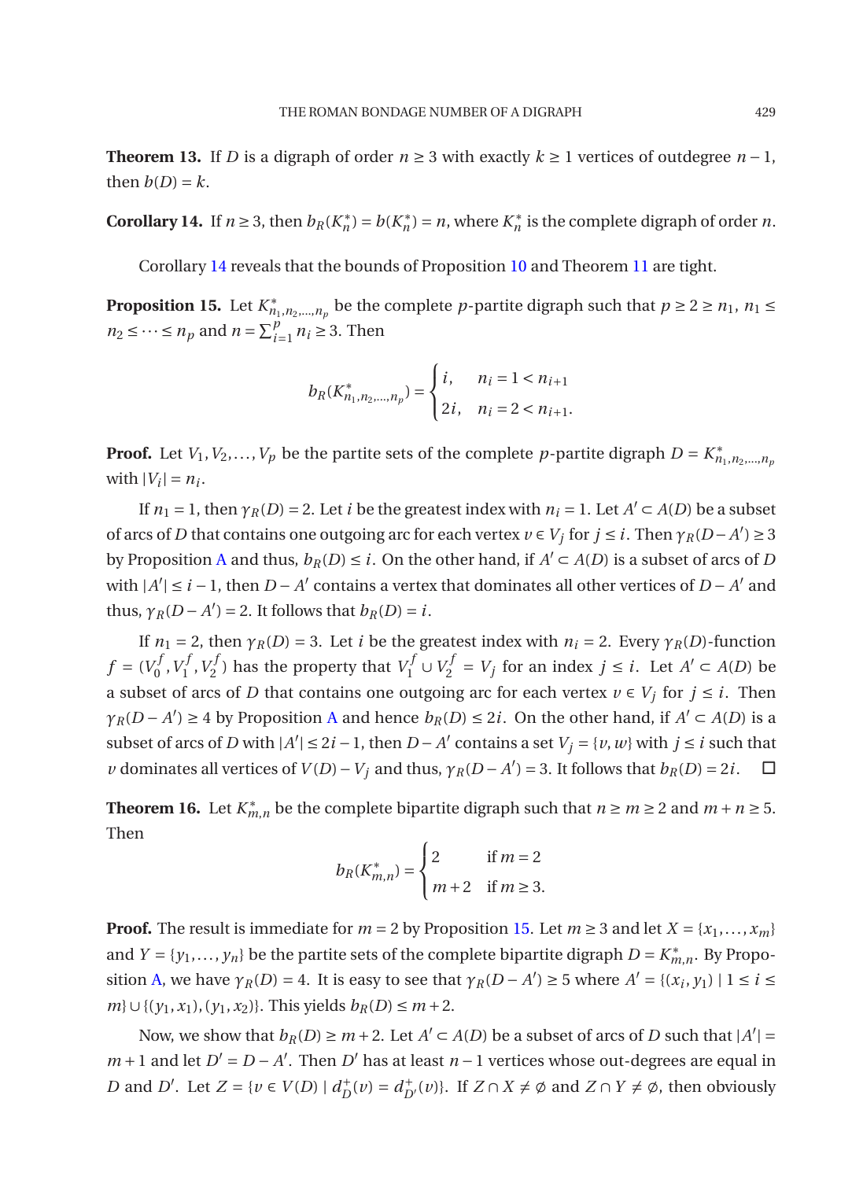**Theorem 13.** If $D$ is a digraph of order $n \geq 3$ with exactly $k \geq 1$ vertices of outdegree $n-1$, then $b(D) = k$.

**Corollary 14.** If $n \geq 3$, then $b_R(K_n^*) = b(K_n^*) = n$, where $K_n^*$ is the complete digraph of order $n$.

Corollary 14 reveals that the bounds of Proposition 10 and Theorem 11 are tight.

**Proposition 15.** Let $K^*_{n_1,n_2,\ldots,n_p}$ be the complete $p$-partite digraph such that $p \geq 2 \geq n_1$, $n_1 \leq n_2 \leq \cdots \leq n_p$ and $n = \sum_{i=1}^{p} n_i \geq 3$. Then

$$b_R(K^*_{n_1,n_2,\ldots,n_p}) = \begin{cases} i, & n_i = 1 < n_{i+1} \\ 2i, & n_i = 2 < n_{i+1}. \end{cases}$$

**Proof.** Let $V_1, V_2, \ldots, V_p$ be the partite sets of the complete $p$-partite digraph $D = K^*_{n_1,n_2,\ldots,n_p}$ with $|V_i| = n_i$.

If $n_1 = 1$, then $\gamma_R(D) = 2$. Let $i$ be the greatest index with $n_i = 1$. Let $A' \subset A(D)$ be a subset of arcs of $D$ that contains one outgoing arc for each vertex $v \in V_j$ for $j \leq i$. Then $\gamma_R(D - A') \geq 3$ by Proposition A and thus, $b_R(D) \leq i$. On the other hand, if $A' \subset A(D)$ is a subset of arcs of $D$ with $|A'| \leq i - 1$, then $D - A'$ contains a vertex that dominates all other vertices of $D - A'$ and thus, $\gamma_R(D - A') = 2$. It follows that $b_R(D) = i$.

If $n_1 = 2$, then $\gamma_R(D) = 3$. Let $i$ be the greatest index with $n_i = 2$. Every $\gamma_R(D)$-function $f = (V_0^f, V_1^f, V_2^f)$ has the property that $V_1^f \cup V_2^f = V_j$ for an index $j \leq i$. Let $A' \subset A(D)$ be a subset of arcs of $D$ that contains one outgoing arc for each vertex $v \in V_j$ for $j \leq i$. Then $\gamma_R(D - A') \geq 4$ by Proposition A and hence $b_R(D) \leq 2i$. On the other hand, if $A' \subset A(D)$ is a subset of arcs of $D$ with $|A'| \leq 2i - 1$, then $D - A'$ contains a set $V_j = \{v, w\}$ with $j \leq i$ such that $v$ dominates all vertices of $V(D) - V_j$ and thus, $\gamma_R(D - A') = 3$. It follows that $b_R(D) = 2i$. $\square$

**Theorem 16.** Let $K^*_{m,n}$ be the complete bipartite digraph such that $n \geq m \geq 2$ and $m + n \geq 5$. Then

$$b_R(K^*_{m,n}) = \begin{cases} 2 & \text{if } m = 2 \\ m+2 & \text{if } m \geq 3. \end{cases}$$

**Proof.** The result is immediate for $m = 2$ by Proposition 15. Let $m \geq 3$ and let $X = \{x_1, \ldots, x_m\}$ and $Y = \{y_1, \ldots, y_n\}$ be the partite sets of the complete bipartite digraph $D = K^*_{m,n}$. By Proposition A, we have $\gamma_R(D) = 4$. It is easy to see that $\gamma_R(D - A') \geq 5$ where $A' = \{(x_i, y_1) \mid 1 \leq i \leq m\} \cup \{(y_1, x_1), (y_1, x_2)\}$. This yields $b_R(D) \leq m + 2$.

Now, we show that $b_R(D) \geq m + 2$. Let $A' \subset A(D)$ be a subset of arcs of $D$ such that $|A'| = m + 1$ and let $D' = D - A'$. Then $D'$ has at least $n - 1$ vertices whose out-degrees are equal in $D$ and $D'$. Let $Z = \{v \in V(D) \mid d_D^+(v) = d_{D'}^+(v)\}$. If $Z \cap X \neq \emptyset$ and $Z \cap Y \neq \emptyset$, then obviously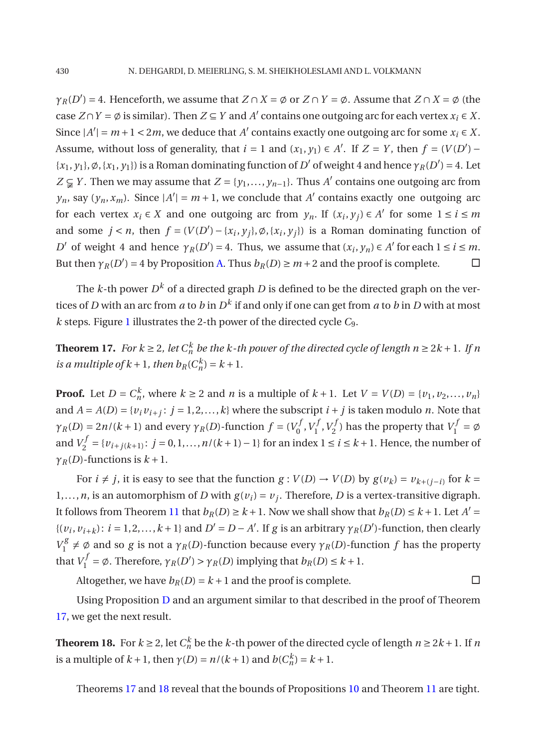$\gamma_R(D') = 4$. Henceforth, we assume that $Z \cap X = \emptyset$ or $Z \cap Y = \emptyset$. Assume that $Z \cap X = \emptyset$ (the case $Z \cap Y = \emptyset$ is similar). Then $Z \subseteq Y$ and $A'$ contains one outgoing arc for each vertex $x_i \in X$. Since $|A'| = m+1 < 2m$, we deduce that $A'$ contains exactly one outgoing arc for some $x_i \in X$. Assume, without loss of generality, that $i = 1$ and $(x_1, y_1) \in A'$. If $Z = Y$, then $f = (V(D') - \{x_1, y_1\}, \emptyset, \{x_1, y_1\})$ is a Roman dominating function of $D'$ of weight 4 and hence $\gamma_R(D') = 4$. Let $Z \subsetneq Y$. Then we may assume that $Z = \{y_1, \ldots, y_{n-1}\}$. Thus $A'$ contains one outgoing arc from $y_n$, say $(y_n, x_m)$. Since $|A'| = m+1$, we conclude that $A'$ contains exactly one outgoing arc for each vertex $x_i \in X$ and one outgoing arc from $y_n$. If $(x_i, y_j) \in A'$ for some $1 \le i \le m$ and some $j < n$, then $f = (V(D') - \{x_i, y_j\}, \emptyset, \{x_i, y_j\})$ is a Roman dominating function of $D'$ of weight 4 and hence $\gamma_R(D') = 4$. Thus, we assume that $(x_i, y_n) \in A'$ for each $1 \le i \le m$. But then $\gamma_R(D') = 4$ by Proposition A. Thus $b_R(D) \ge m+2$ and the proof is complete. □

The $k$-th power $D^k$ of a directed graph $D$ is defined to be the directed graph on the vertices of $D$ with an arc from $a$ to $b$ in $D^k$ if and only if one can get from $a$ to $b$ in $D$ with at most $k$ steps. Figure 1 illustrates the 2-th power of the directed cycle $C_9$.

**Theorem 17.** *For $k \ge 2$, let $C_n^k$ be the $k$-th power of the directed cycle of length $n \ge 2k+1$. If $n$ is a multiple of $k+1$, then $b_R(C_n^k) = k+1$.*

**Proof.** Let $D = C_n^k$, where $k \ge 2$ and $n$ is a multiple of $k+1$. Let $V = V(D) = \{v_1, v_2, \ldots, v_n\}$ and $A = A(D) = \{v_i v_{i+j} : j = 1, 2, \ldots, k\}$ where the subscript $i+j$ is taken modulo $n$. Note that $\gamma_R(D) = 2n/(k+1)$ and every $\gamma_R(D)$-function $f = (V_0^f, V_1^f, V_2^f)$ has the property that $V_1^f = \emptyset$ and $V_2^f = \{v_{i+j(k+1)} : j = 0, 1, \ldots, n/(k+1)-1\}$ for an index $1 \le i \le k+1$. Hence, the number of $\gamma_R(D)$-functions is $k+1$.

For $i \ne j$, it is easy to see that the function $g : V(D) \to V(D)$ by $g(v_k) = v_{k+(j-i)}$ for $k = 1, \ldots, n$, is an automorphism of $D$ with $g(v_i) = v_j$. Therefore, $D$ is a vertex-transitive digraph. It follows from Theorem 11 that $b_R(D) \ge k+1$. Now we shall show that $b_R(D) \le k+1$. Let $A' = \{(v_i, v_{i+k}) : i = 1, 2, \ldots, k+1\}$ and $D' = D - A'$. If $g$ is an arbitrary $\gamma_R(D')$-function, then clearly $V_1^g \ne \emptyset$ and so $g$ is not a $\gamma_R(D)$-function because every $\gamma_R(D)$-function $f$ has the property that $V_1^f = \emptyset$. Therefore, $\gamma_R(D') > \gamma_R(D)$ implying that $b_R(D) \le k+1$.

Altogether, we have $b_R(D) = k+1$ and the proof is complete. □

Using Proposition D and an argument similar to that described in the proof of Theorem 17, we get the next result.

**Theorem 18.** For $k \ge 2$, let $C_n^k$ be the $k$-th power of the directed cycle of length $n \ge 2k+1$. If $n$ is a multiple of $k+1$, then $\gamma(D) = n/(k+1)$ and $b(C_n^k) = k+1$.

Theorems 17 and 18 reveal that the bounds of Propositions 10 and Theorem 11 are tight.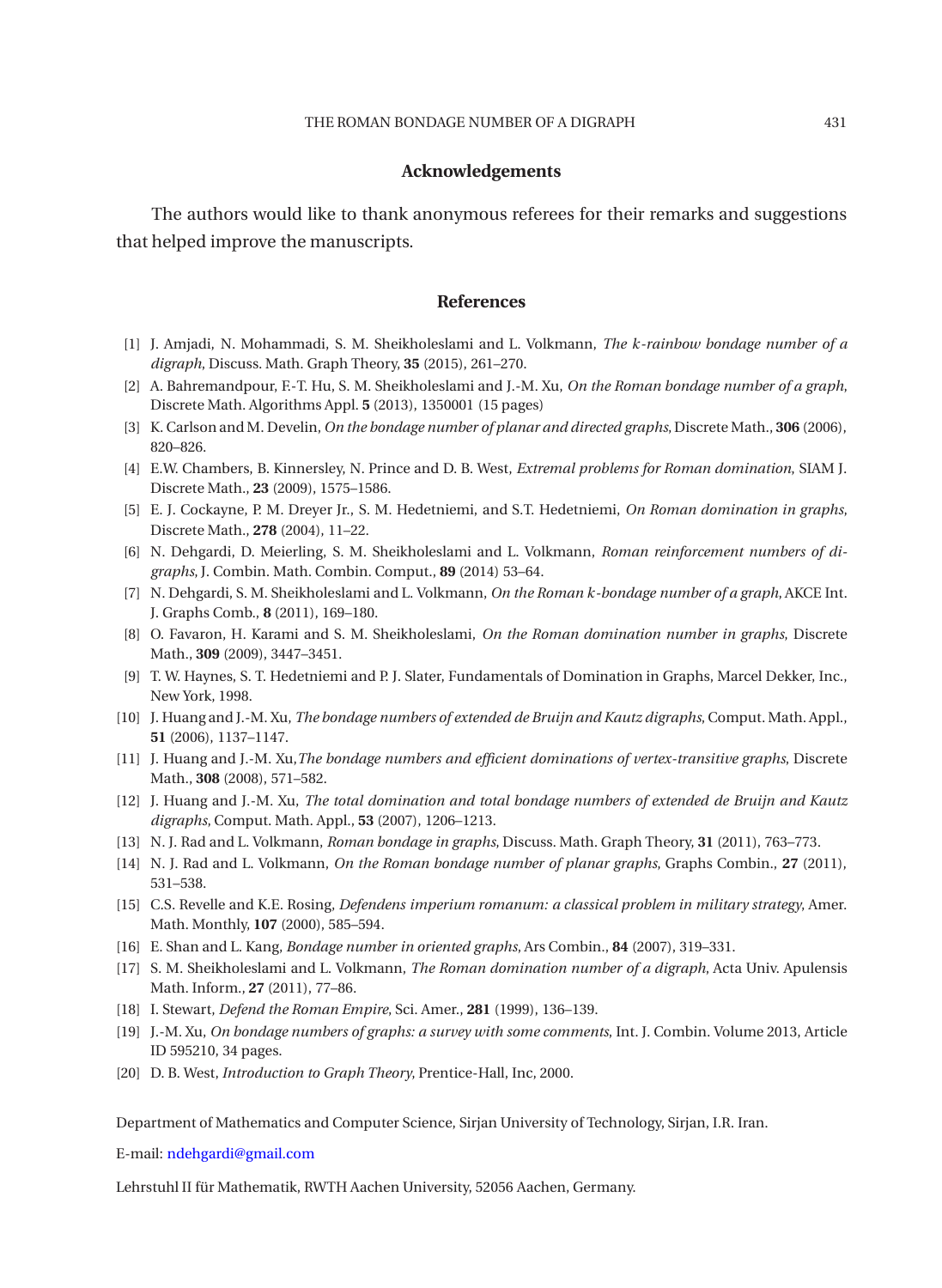## Acknowledgements

The authors would like to thank anonymous referees for their remarks and suggestions that helped improve the manuscripts.

## References

[1] J. Amjadi, N. Mohammadi, S. M. Sheikholeslami and L. Volkmann, *The k-rainbow bondage number of a digraph*, Discuss. Math. Graph Theory, **35** (2015), 261–270.

[2] A. Bahremandpour, F.-T. Hu, S. M. Sheikholeslami and J.-M. Xu, *On the Roman bondage number of a graph*, Discrete Math. Algorithms Appl. **5** (2013), 1350001 (15 pages)

[3] K. Carlson and M. Develin, *On the bondage number of planar and directed graphs*, Discrete Math., **306** (2006), 820–826.

[4] E.W. Chambers, B. Kinnersley, N. Prince and D. B. West, *Extremal problems for Roman domination*, SIAM J. Discrete Math., **23** (2009), 1575–1586.

[5] E. J. Cockayne, P. M. Dreyer Jr., S. M. Hedetniemi, and S.T. Hedetniemi, *On Roman domination in graphs*, Discrete Math., **278** (2004), 11–22.

[6] N. Dehgardi, D. Meierling, S. M. Sheikholeslami and L. Volkmann, *Roman reinforcement numbers of digraphs*, J. Combin. Math. Combin. Comput., **89** (2014) 53–64.

[7] N. Dehgardi, S. M. Sheikholeslami and L. Volkmann, *On the Roman k-bondage number of a graph*, AKCE Int. J. Graphs Comb., **8** (2011), 169–180.

[8] O. Favaron, H. Karami and S. M. Sheikholeslami, *On the Roman domination number in graphs*, Discrete Math., **309** (2009), 3447–3451.

[9] T. W. Haynes, S. T. Hedetniemi and P. J. Slater, Fundamentals of Domination in Graphs, Marcel Dekker, Inc., New York, 1998.

[10] J. Huang and J.-M. Xu, *The bondage numbers of extended de Bruijn and Kautz digraphs*, Comput. Math. Appl., **51** (2006), 1137–1147.

[11] J. Huang and J.-M. Xu, *The bondage numbers and efficient dominations of vertex-transitive graphs*, Discrete Math., **308** (2008), 571–582.

[12] J. Huang and J.-M. Xu, *The total domination and total bondage numbers of extended de Bruijn and Kautz digraphs*, Comput. Math. Appl., **53** (2007), 1206–1213.

[13] N. J. Rad and L. Volkmann, *Roman bondage in graphs*, Discuss. Math. Graph Theory, **31** (2011), 763–773.

[14] N. J. Rad and L. Volkmann, *On the Roman bondage number of planar graphs*, Graphs Combin., **27** (2011), 531–538.

[15] C.S. Revelle and K.E. Rosing, *Defendens imperium romanum: a classical problem in military strategy*, Amer. Math. Monthly, **107** (2000), 585–594.

[16] E. Shan and L. Kang, *Bondage number in oriented graphs*, Ars Combin., **84** (2007), 319–331.

[17] S. M. Sheikholeslami and L. Volkmann, *The Roman domination number of a digraph*, Acta Univ. Apulensis Math. Inform., **27** (2011), 77–86.

[18] I. Stewart, *Defend the Roman Empire*, Sci. Amer., **281** (1999), 136–139.

[19] J.-M. Xu, *On bondage numbers of graphs: a survey with some comments*, Int. J. Combin. Volume 2013, Article ID 595210, 34 pages.

[20] D. B. West, *Introduction to Graph Theory*, Prentice-Hall, Inc, 2000.

Department of Mathematics and Computer Science, Sirjan University of Technology, Sirjan, I.R. Iran.

E-mail: ndehgardi@gmail.com

Lehrstuhl II für Mathematik, RWTH Aachen University, 52056 Aachen, Germany.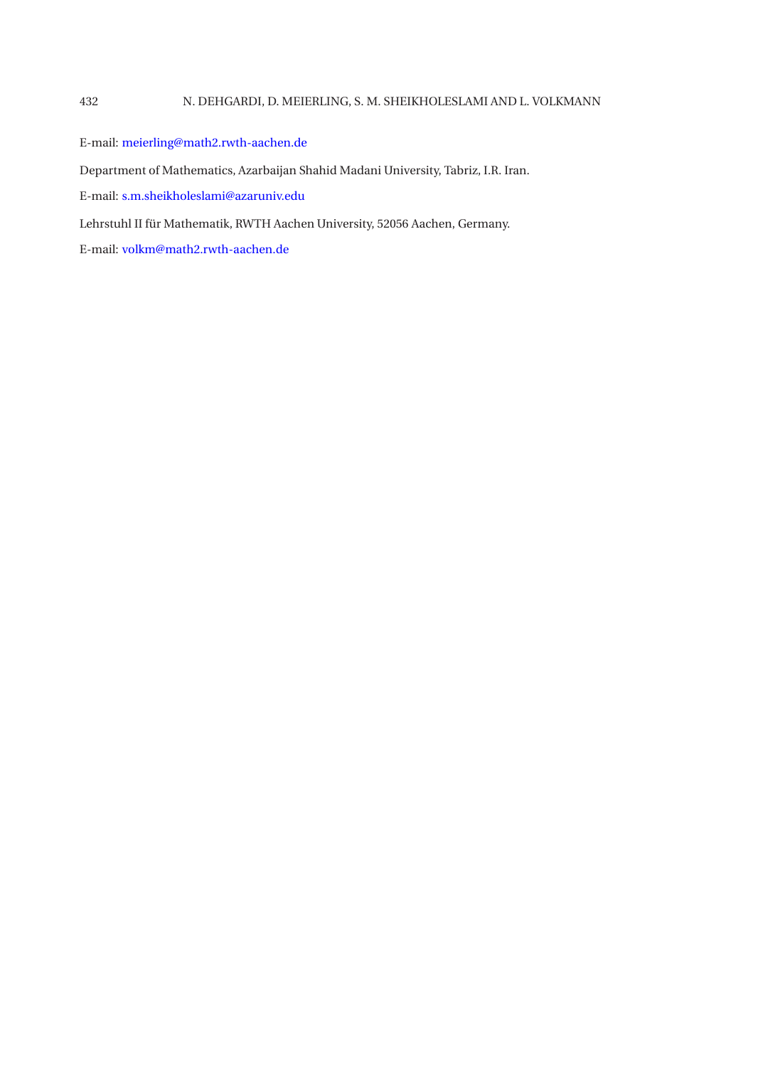E-mail: meierling@math2.rwth-aachen.de

Department of Mathematics, Azarbaijan Shahid Madani University, Tabriz, I.R. Iran.

E-mail: s.m.sheikholeslami@azaruniv.edu

Lehrstuhl II für Mathematik, RWTH Aachen University, 52056 Aachen, Germany.

E-mail: volkm@math2.rwth-aachen.de